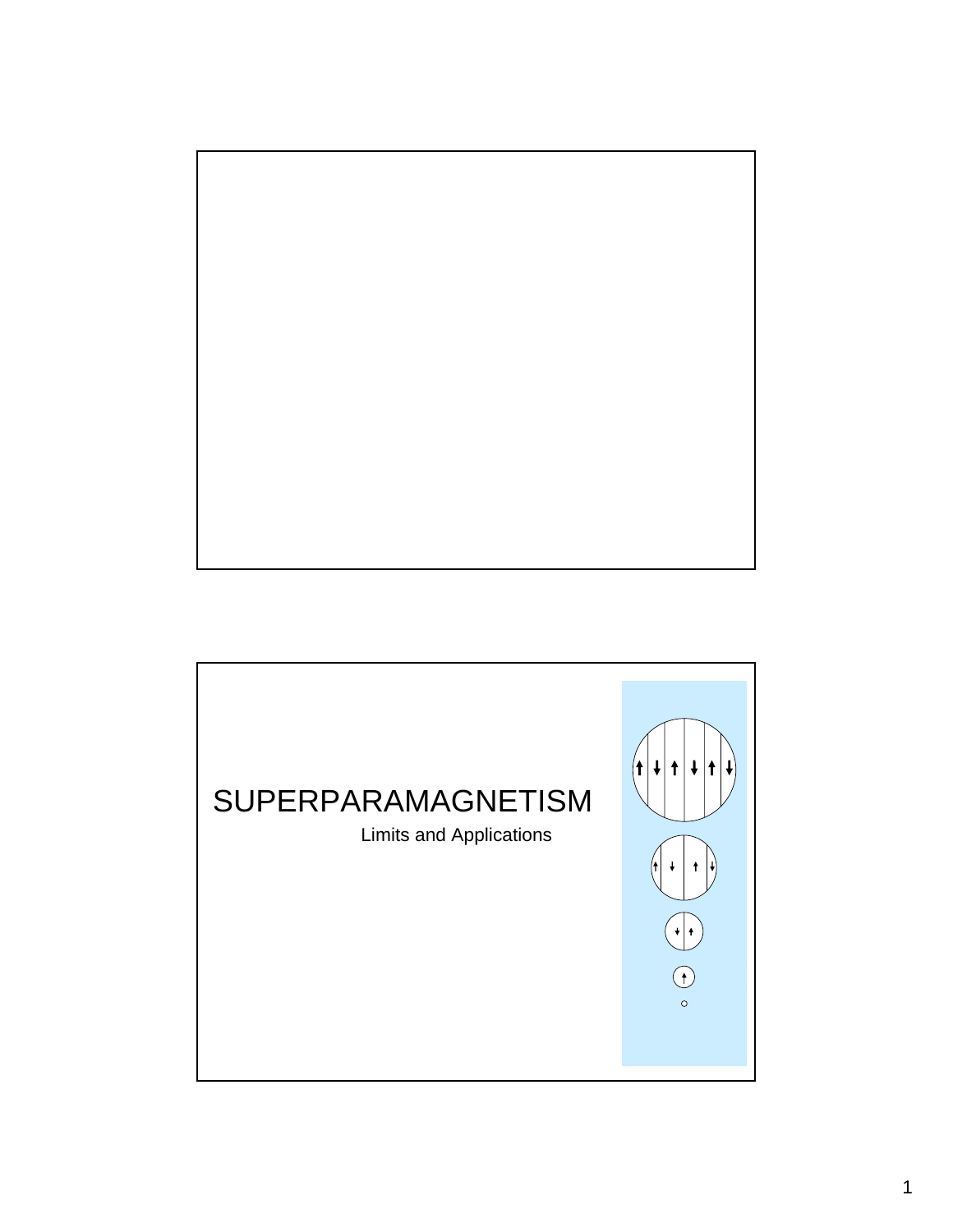# SUPERPARAMAGNETISM

Limits and Applications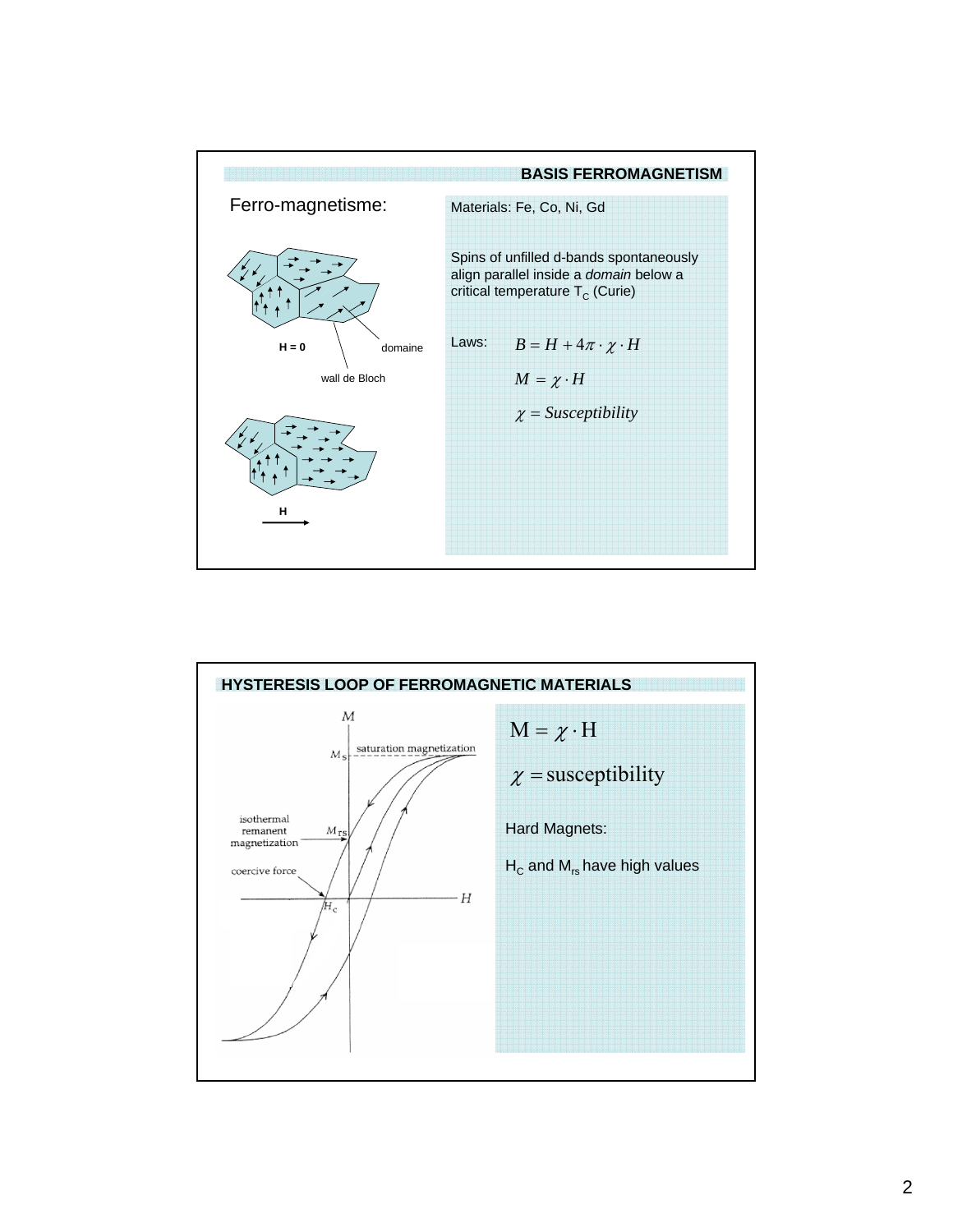## BASIS FERROMAGNETISM

Ferro-magnetisme:

H = 0

domaine

wall de Bloch

H

Materials: Fe, Co, Ni, Gd

Spins of unfilled d-bands spontaneously align parallel inside a *domain* below a critical temperature $T_C$ (Curie)

Laws:

$$B = H + 4\pi \cdot \chi \cdot H$$

$$M = \chi \cdot H$$

$$\chi = Susceptibility$$

## HYSTERESIS LOOP OF FERROMAGNETIC MATERIALS

$M$

$M_s$ saturation magnetization

isothermal remanent magnetization $M_{rs}$

coercive force $H_c$

$H$

$$\mathrm{M} = \chi \cdot \mathrm{H}$$

$$\chi = \text{susceptibility}$$

Hard Magnets:

$H_C$ and $M_{rs}$ have high values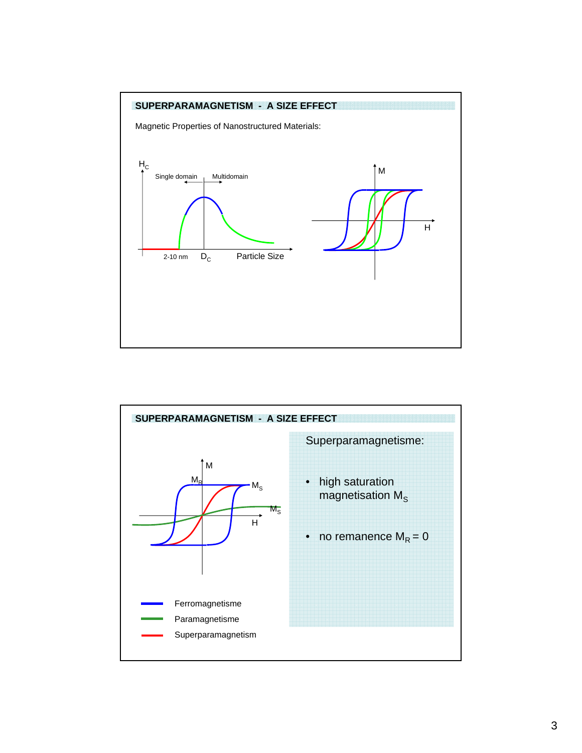## SUPERPARAMAGNETISM - A SIZE EFFECT

Magnetic Properties of Nanostructured Materials:

$H_C$

Single domain | Multidomain

2-10 nm $D_C$ Particle Size

M

H

## SUPERPARAMAGNETISM - A SIZE EFFECT

M

$M_R$ $M_S$

$M_S$

H

- Ferromagnetisme
- Paramagnetisme
- Superparamagnetism

Superparamagnetisme:

- high saturation magnetisation $M_S$
- no remanence $M_R = 0$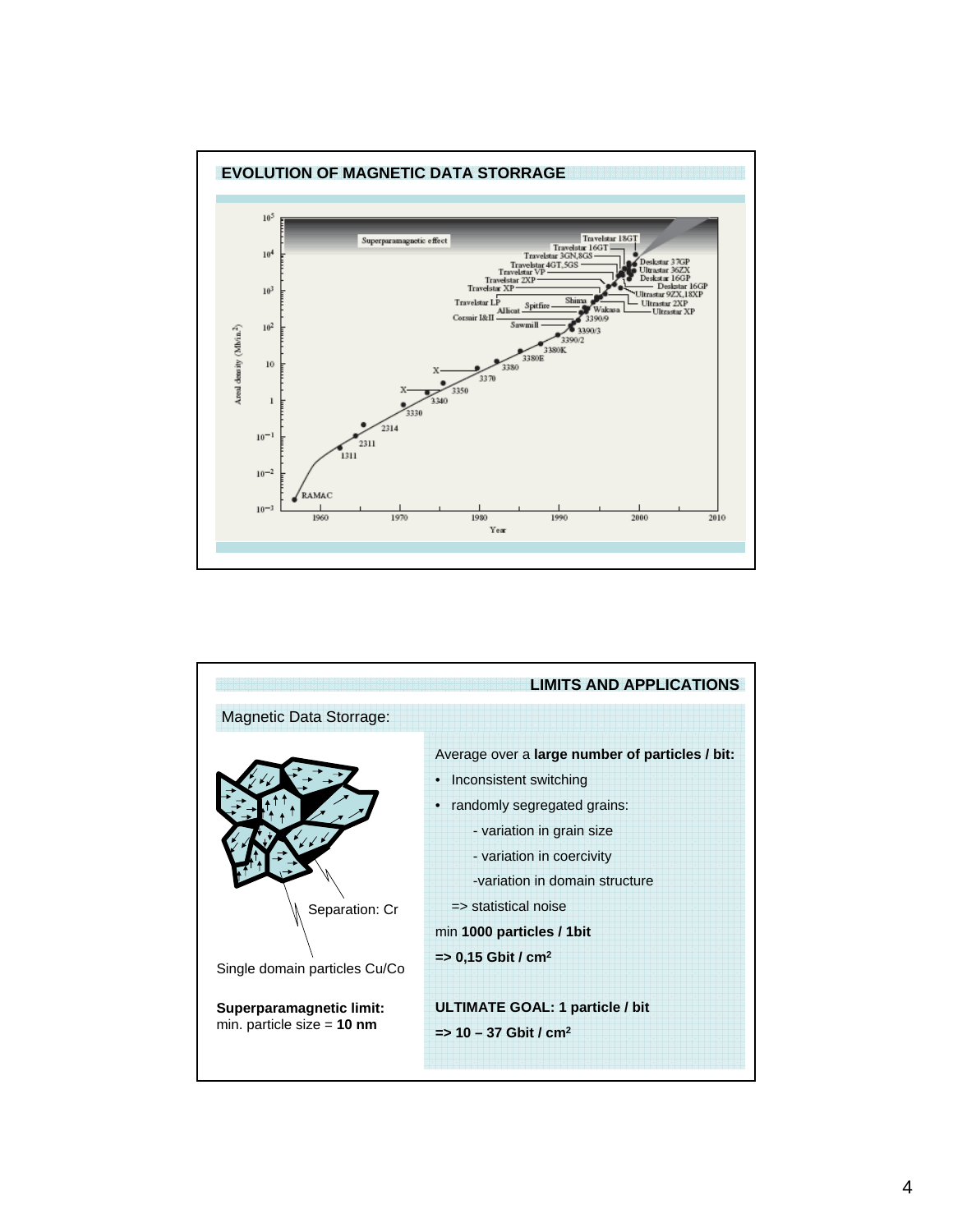## EVOLUTION OF MAGNETIC DATA STORRAGE

## LIMITS AND APPLICATIONS

Magnetic Data Storrage:

Separation: Cr

Single domain particles Cu/Co

**Superparamagnetic limit:**
min. particle size = **10 nm**

Average over a **large number of particles / bit:**

- Inconsistent switching
- randomly segregated grains:
  - variation in grain size
  - variation in coercivity
  - variation in domain structure

=> statistical noise

min **1000 particles / 1bit**

**=> 0,15 Gbit / cm$^2$**

**ULTIMATE GOAL: 1 particle / bit**

**=> 10 – 37 Gbit / cm$^2$**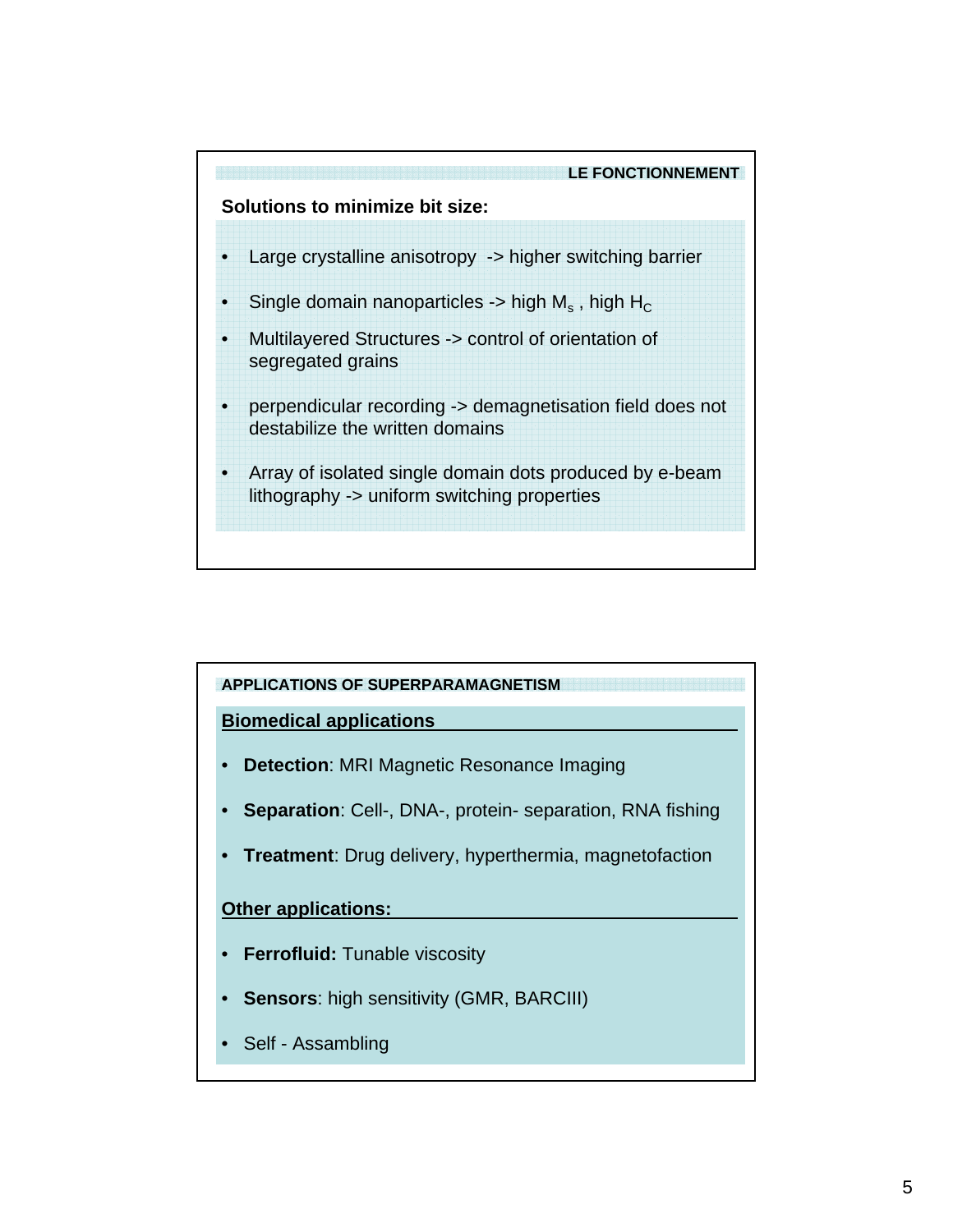## LE FONCTIONNEMENT

**Solutions to minimize bit size:**

- Large crystalline anisotropy -> higher switching barrier
- Single domain nanoparticles -> high $M_s$ , high $H_C$
- Multilayered Structures -> control of orientation of segregated grains
- perpendicular recording -> demagnetisation field does not destabilize the written domains
- Array of isolated single domain dots produced by e-beam lithography -> uniform switching properties

## APPLICATIONS OF SUPERPARAMAGNETISM

**Biomedical applications**

- **Detection**: MRI Magnetic Resonance Imaging
- **Separation**: Cell-, DNA-, protein- separation, RNA fishing
- **Treatment**: Drug delivery, hyperthermia, magnetofaction

**Other applications:**

- **Ferrofluid:** Tunable viscosity
- **Sensors**: high sensitivity (GMR, BARCIII)
- Self - Assambling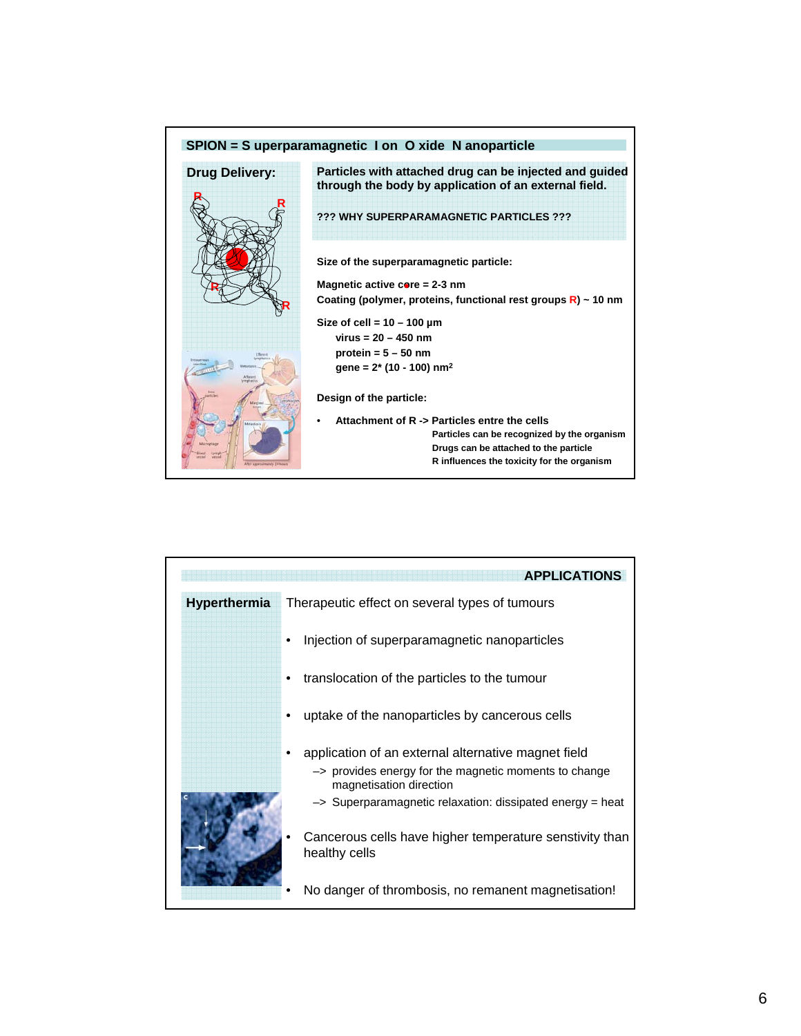## SPION = S uperparamagnetic I on O xide N anoparticle

**Drug Delivery:**

**Particles with attached drug can be injected and guided through the body by application of an external field.**

**??? WHY SUPERPARAMAGNETIC PARTICLES ???**

**Size of the superparamagnetic particle:**

**Magnetic active core = 2-3 nm**
**Coating (polymer, proteins, functional rest groups R) ~ 10 nm**

**Size of cell = 10 – 100 µm**
- **virus = 20 – 450 nm**
- **protein = 5 – 50 nm**
- **gene = 2* (10 - 100) nm$^2$**

**Design of the particle:**

- **Attachment of R -> Particles entre the cells**
  - **Particles can be recognized by the organism**
  - **Drugs can be attached to the particle**
  - **R influences the toxicity for the organism**

## APPLICATIONS

**Hyperthermia**

Therapeutic effect on several types of tumours

- Injection of superparamagnetic nanoparticles
- translocation of the particles to the tumour
- uptake of the nanoparticles by cancerous cells
- application of an external alternative magnet field
  - –> provides energy for the magnetic moments to change magnetisation direction
  - –> Superparamagnetic relaxation: dissipated energy = heat
- Cancerous cells have higher temperature senstivity than healthy cells
- No danger of thrombosis, no remanent magnetisation!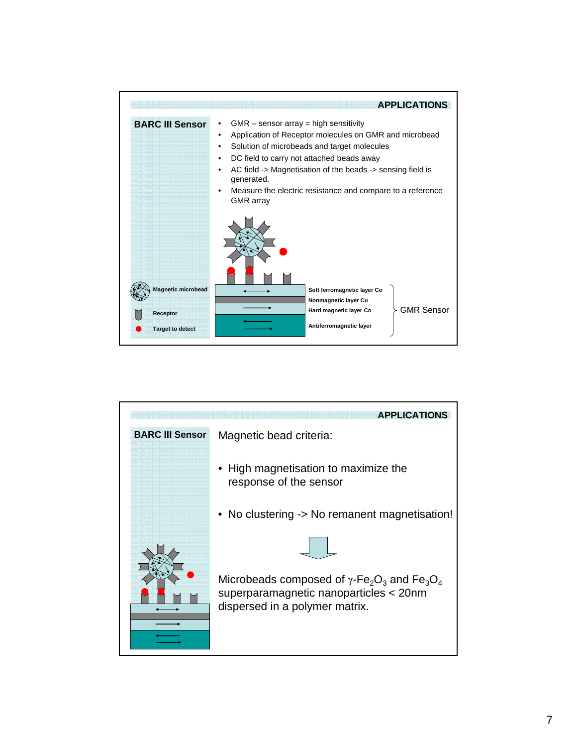## APPLICATIONS

### BARC III Sensor

- GMR – sensor array = high sensitivity
- Application of Receptor molecules on GMR and microbead
- Solution of microbeads and target molecules
- DC field to carry not attached beads away
- AC field -> Magnetisation of the beads -> sensing field is generated.
- Measure the electric resistance and compare to a reference GMR array

Magnetic microbead

Receptor

Target to detect

Soft ferromagnetic layer Co

Nonmagnetic layer Cu

Hard magnetic layer Co

Antiferromagnetic layer

GMR Sensor

## APPLICATIONS

### BARC III Sensor

Magnetic bead criteria:

- High magnetisation to maximize the response of the sensor
- No clustering -> No remanent magnetisation!

Microbeads composed of $\gamma$-$Fe_2O_3$ and $Fe_3O_4$ superparamagnetic nanoparticles < 20nm dispersed in a polymer matrix.